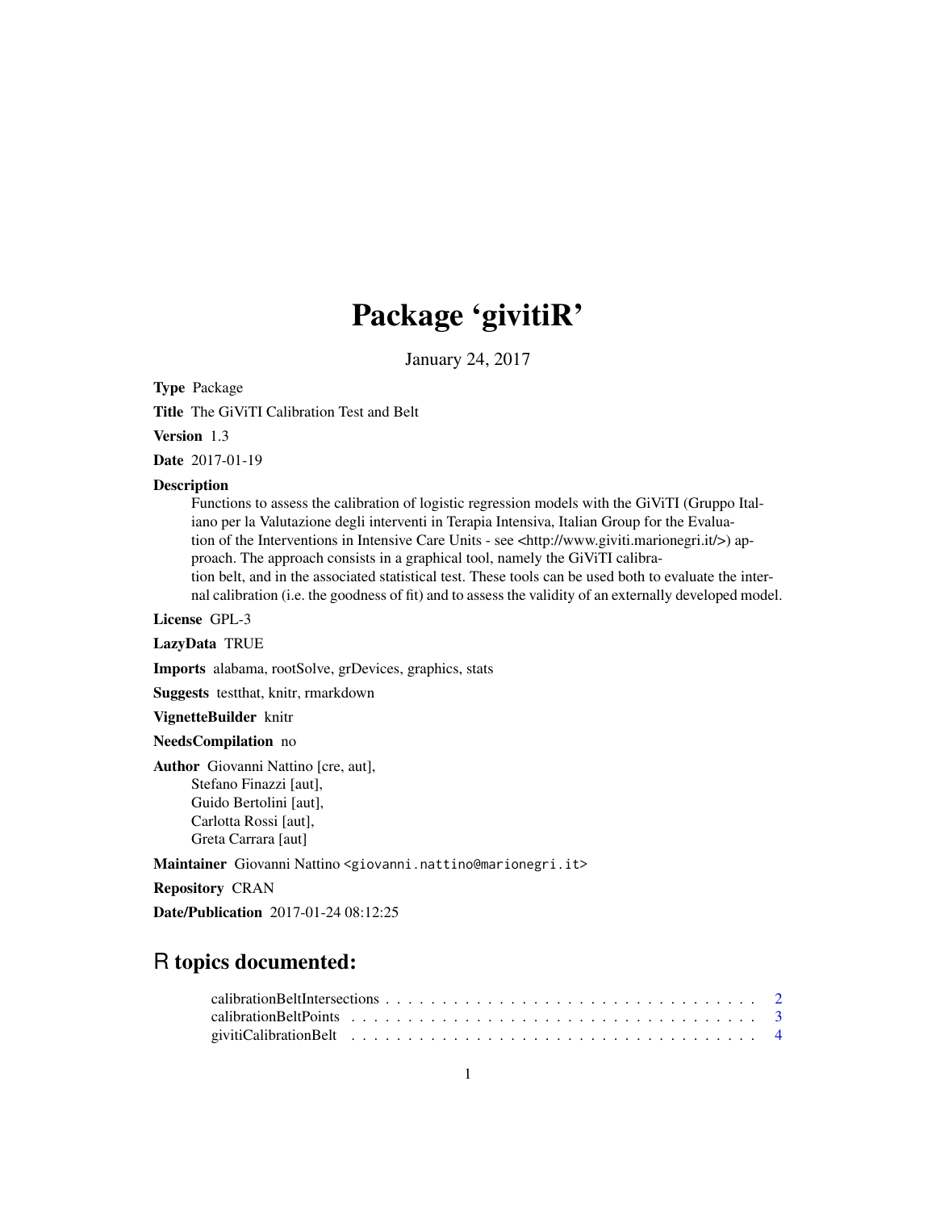# Package 'givitiR'

January 24, 2017

**Type** Package

**Title** The GiViTI Calibration Test and Belt

**Version** 1.3

**Date** 2017-01-19

**Description**
Functions to assess the calibration of logistic regression models with the GiViTI (Gruppo Italiano per la Valutazione degli interventi in Terapia Intensiva, Italian Group for the Evaluation of the Interventions in Intensive Care Units - see <http://www.giviti.marionegri.it/>) approach. The approach consists in a graphical tool, namely the GiViTI calibration belt, and in the associated statistical test. These tools can be used both to evaluate the internal calibration (i.e. the goodness of fit) and to assess the validity of an externally developed model.

**License** GPL-3

**LazyData** TRUE

**Imports** alabama, rootSolve, grDevices, graphics, stats

**Suggests** testthat, knitr, rmarkdown

**VignetteBuilder** knitr

**NeedsCompilation** no

**Author** Giovanni Nattino [cre, aut],
Stefano Finazzi [aut],
Guido Bertolini [aut],
Carlotta Rossi [aut],
Greta Carrara [aut]

**Maintainer** Giovanni Nattino <giovanni.nattino@marionegri.it>

**Repository** CRAN

**Date/Publication** 2017-01-24 08:12:25

## R topics documented:

calibrationBeltIntersections . . . . . . . . . . . . . . . . . . . . . . . . . . . . . . . 2
calibrationBeltPoints . . . . . . . . . . . . . . . . . . . . . . . . . . . . . . . . . . 3
givitiCalibrationBelt . . . . . . . . . . . . . . . . . . . . . . . . . . . . . . . . . . 4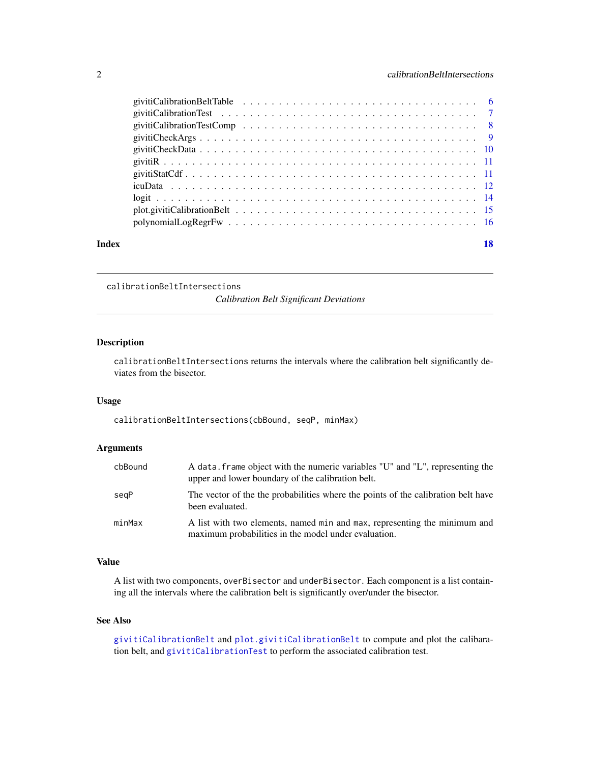| | |
|---|---|
| givitiCalibrationBeltTable | 6 |
| givitiCalibrationTest | 7 |
| givitiCalibrationTestComp | 8 |
| givitiCheckArgs | 9 |
| givitiCheckData | 10 |
| givitiR | 11 |
| givitiStatCdf | 11 |
| icuData | 12 |
| logit | 14 |
| plot.givitiCalibrationBelt | 15 |
| polynomialLogRegrFw | 16 |

**Index** **18**

---

`calibrationBeltIntersections`   *Calibration Belt Significant Deviations*

---

## Description

`calibrationBeltIntersections` returns the intervals where the calibration belt significantly deviates from the bisector.

## Usage

```
calibrationBeltIntersections(cbBound, seqP, minMax)
```

## Arguments

| | |
|---|---|
| `cbBound` | A `data.frame` object with the numeric variables "U" and "L", representing the upper and lower boundary of the calibration belt. |
| `seqP` | The vector of the the probabilities where the points of the calibration belt have been evaluated. |
| `minMax` | A list with two elements, named `min` and `max`, representing the minimum and maximum probabilities in the model under evaluation. |

## Value

A list with two components, `overBisector` and `underBisector`. Each component is a list containing all the intervals where the calibration belt is significantly over/under the bisector.

## See Also

`givitiCalibrationBelt` and `plot.givitiCalibrationBelt` to compute and plot the calibaration belt, and `givitiCalibrationTest` to perform the associated calibration test.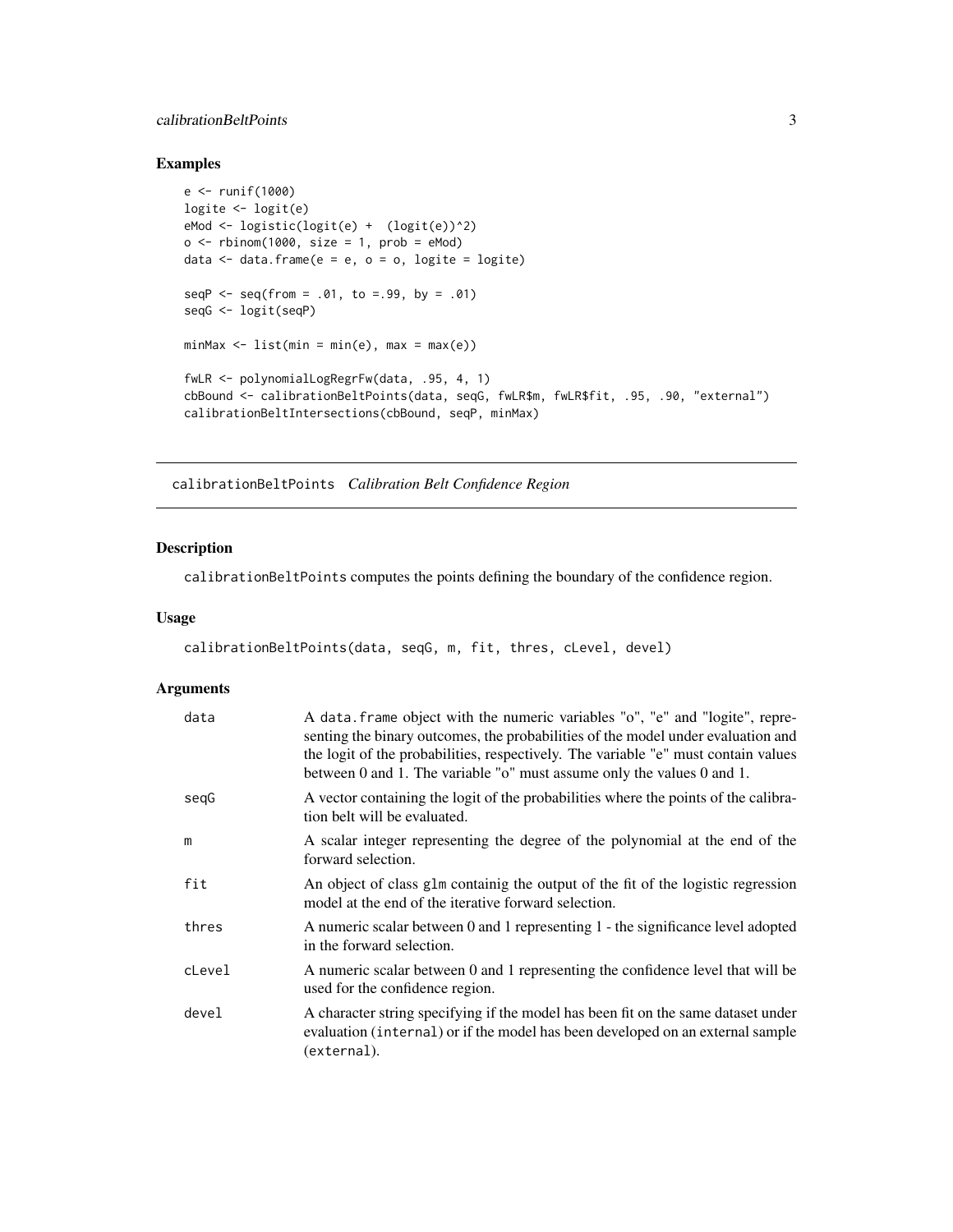## Examples

```
e <- runif(1000)
logite <- logit(e)
eMod <- logistic(logit(e) +  (logit(e))^2)
o <- rbinom(1000, size = 1, prob = eMod)
data <- data.frame(e = e, o = o, logite = logite)

seqP <- seq(from = .01, to =.99, by = .01)
seqG <- logit(seqP)

minMax <- list(min = min(e), max = max(e))

fwLR <- polynomialLogRegrFw(data, .95, 4, 1)
cbBound <- calibrationBeltPoints(data, seqG, fwLR$m, fwLR$fit, .95, .90, "external")
calibrationBeltIntersections(cbBound, seqP, minMax)
```

---

# calibrationBeltPoints *Calibration Belt Confidence Region*

## Description

calibrationBeltPoints computes the points defining the boundary of the confidence region.

## Usage

```
calibrationBeltPoints(data, seqG, m, fit, thres, cLevel, devel)
```

## Arguments

| | |
|---|---|
| data | A data.frame object with the numeric variables "o", "e" and "logite", representing the binary outcomes, the probabilities of the model under evaluation and the logit of the probabilities, respectively. The variable "e" must contain values between 0 and 1. The variable "o" must assume only the values 0 and 1. |
| seqG | A vector containing the logit of the probabilities where the points of the calibration belt will be evaluated. |
| m | A scalar integer representing the degree of the polynomial at the end of the forward selection. |
| fit | An object of class glm containig the output of the fit of the logistic regression model at the end of the iterative forward selection. |
| thres | A numeric scalar between 0 and 1 representing 1 - the significance level adopted in the forward selection. |
| cLevel | A numeric scalar between 0 and 1 representing the confidence level that will be used for the confidence region. |
| devel | A character string specifying if the model has been fit on the same dataset under evaluation (internal) or if the model has been developed on an external sample (external). |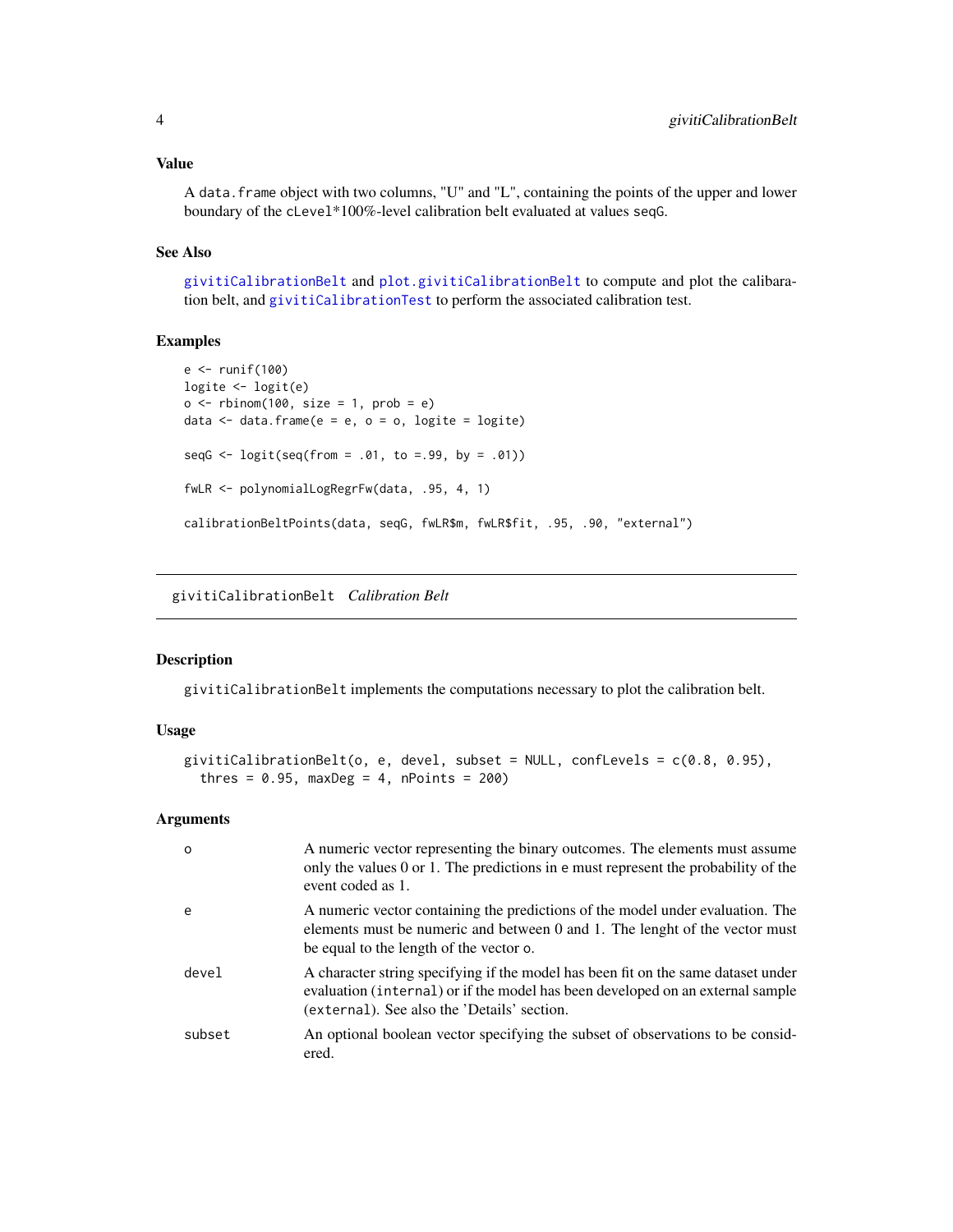### Value

A `data.frame` object with two columns, "U" and "L", containing the points of the upper and lower boundary of the `cLevel*100%`-level calibration belt evaluated at values `seqG`.

### See Also

`givitiCalibrationBelt` and `plot.givitiCalibrationBelt` to compute and plot the calibaration belt, and `givitiCalibrationTest` to perform the associated calibration test.

### Examples

```
e <- runif(100)
logite <- logit(e)
o <- rbinom(100, size = 1, prob = e)
data <- data.frame(e = e, o = o, logite = logite)

seqG <- logit(seq(from = .01, to =.99, by = .01))

fwLR <- polynomialLogRegrFw(data, .95, 4, 1)

calibrationBeltPoints(data, seqG, fwLR$m, fwLR$fit, .95, .90, "external")
```

---

## givitiCalibrationBelt *Calibration Belt*

### Description

`givitiCalibrationBelt` implements the computations necessary to plot the calibration belt.

### Usage

```
givitiCalibrationBelt(o, e, devel, subset = NULL, confLevels = c(0.8, 0.95),
  thres = 0.95, maxDeg = 4, nPoints = 200)
```

### Arguments

| | |
|---|---|
| `o` | A numeric vector representing the binary outcomes. The elements must assume only the values 0 or 1. The predictions in `e` must represent the probability of the event coded as 1. |
| `e` | A numeric vector containing the predictions of the model under evaluation. The elements must be numeric and between 0 and 1. The lenght of the vector must be equal to the length of the vector `o`. |
| `devel` | A character string specifying if the model has been fit on the same dataset under evaluation (`internal`) or if the model has been developed on an external sample (`external`). See also the 'Details' section. |
| `subset` | An optional boolean vector specifying the subset of observations to be considered. |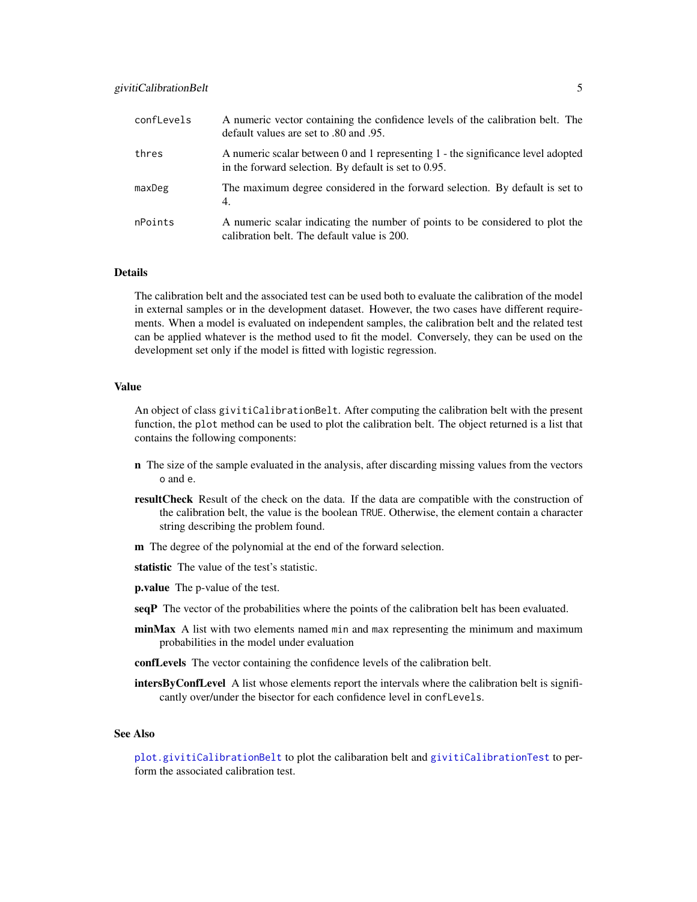| | |
|---|---|
| confLevels | A numeric vector containing the confidence levels of the calibration belt. The default values are set to .80 and .95. |
| thres | A numeric scalar between 0 and 1 representing 1 - the significance level adopted in the forward selection. By default is set to 0.95. |
| maxDeg | The maximum degree considered in the forward selection. By default is set to 4. |
| nPoints | A numeric scalar indicating the number of points to be considered to plot the calibration belt. The default value is 200. |

### Details

The calibration belt and the associated test can be used both to evaluate the calibration of the model in external samples or in the development dataset. However, the two cases have different requirements. When a model is evaluated on independent samples, the calibration belt and the related test can be applied whatever is the method used to fit the model. Conversely, they can be used on the development set only if the model is fitted with logistic regression.

### Value

An object of class `givitiCalibrationBelt`. After computing the calibration belt with the present function, the `plot` method can be used to plot the calibration belt. The object returned is a list that contains the following components:

- **n** The size of the sample evaluated in the analysis, after discarding missing values from the vectors `o` and `e`.
- **resultCheck** Result of the check on the data. If the data are compatible with the construction of the calibration belt, the value is the boolean `TRUE`. Otherwise, the element contain a character string describing the problem found.
- **m** The degree of the polynomial at the end of the forward selection.
- **statistic** The value of the test's statistic.
- **p.value** The p-value of the test.
- **seqP** The vector of the probabilities where the points of the calibration belt has been evaluated.
- **minMax** A list with two elements named `min` and `max` representing the minimum and maximum probabilities in the model under evaluation
- **confLevels** The vector containing the confidence levels of the calibration belt.
- **intersByConfLevel** A list whose elements report the intervals where the calibration belt is significantly over/under the bisector for each confidence level in `confLevels`.

### See Also

`plot.givitiCalibrationBelt` to plot the calibaration belt and `givitiCalibrationTest` to perform the associated calibration test.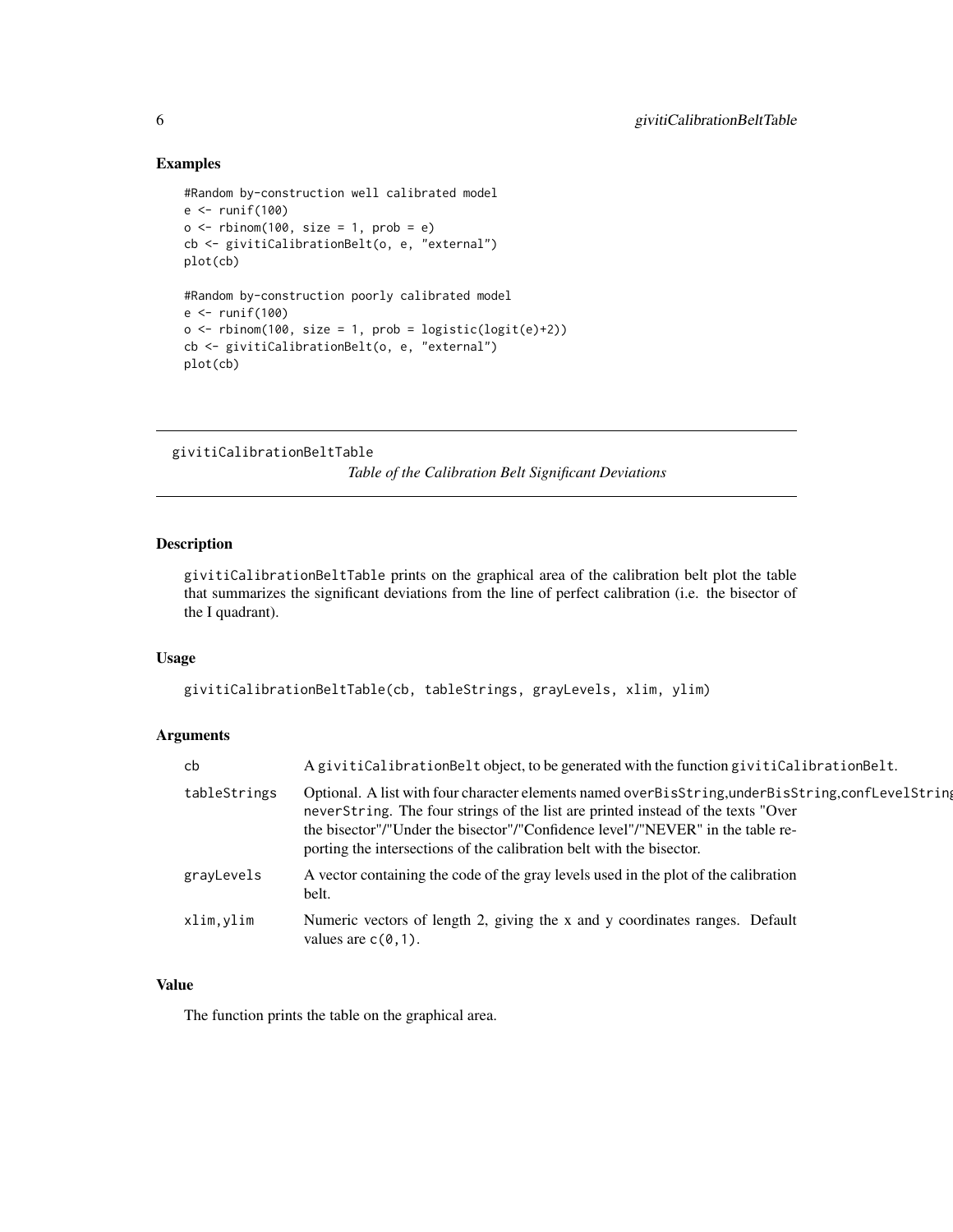## Examples

```
#Random by-construction well calibrated model
e <- runif(100)
o <- rbinom(100, size = 1, prob = e)
cb <- givitiCalibrationBelt(o, e, "external")
plot(cb)

#Random by-construction poorly calibrated model
e <- runif(100)
o <- rbinom(100, size = 1, prob = logistic(logit(e)+2))
cb <- givitiCalibrationBelt(o, e, "external")
plot(cb)
```

---

# givitiCalibrationBeltTable

*Table of the Calibration Belt Significant Deviations*

---

## Description

givitiCalibrationBeltTable prints on the graphical area of the calibration belt plot the table that summarizes the significant deviations from the line of perfect calibration (i.e. the bisector of the I quadrant).

## Usage

```
givitiCalibrationBeltTable(cb, tableStrings, grayLevels, xlim, ylim)
```

## Arguments

| | |
|---|---|
| cb | A givitiCalibrationBelt object, to be generated with the function givitiCalibrationBelt. |
| tableStrings | Optional. A list with four character elements named overBisString,underBisString,confLevelString neverString. The four strings of the list are printed instead of the texts "Over the bisector"/"Under the bisector"/"Confidence level"/"NEVER" in the table reporting the intersections of the calibration belt with the bisector. |
| grayLevels | A vector containing the code of the gray levels used in the plot of the calibration belt. |
| xlim,ylim | Numeric vectors of length 2, giving the x and y coordinates ranges. Default values are c(0,1). |

## Value

The function prints the table on the graphical area.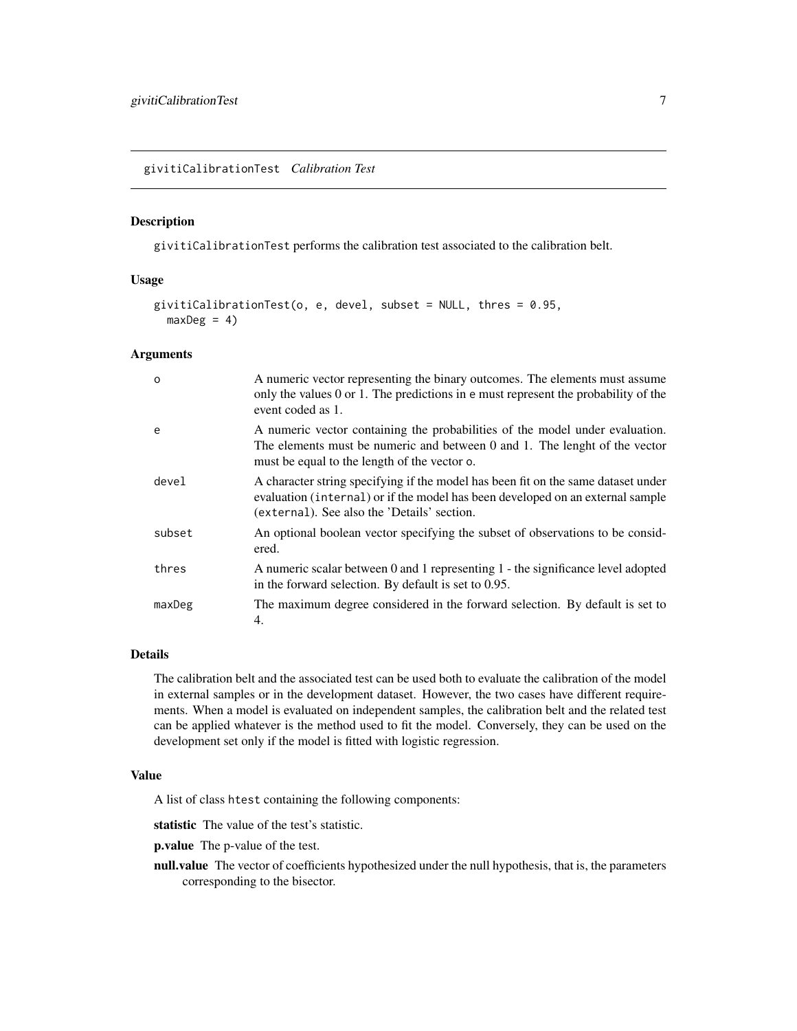## givitiCalibrationTest *Calibration Test*

### Description

givitiCalibrationTest performs the calibration test associated to the calibration belt.

### Usage

```
givitiCalibrationTest(o, e, devel, subset = NULL, thres = 0.95,
  maxDeg = 4)
```

### Arguments

| | |
|---|---|
| o | A numeric vector representing the binary outcomes. The elements must assume only the values 0 or 1. The predictions in e must represent the probability of the event coded as 1. |
| e | A numeric vector containing the probabilities of the model under evaluation. The elements must be numeric and between 0 and 1. The lenght of the vector must be equal to the length of the vector o. |
| devel | A character string specifying if the model has been fit on the same dataset under evaluation (internal) or if the model has been developed on an external sample (external). See also the 'Details' section. |
| subset | An optional boolean vector specifying the subset of observations to be considered. |
| thres | A numeric scalar between 0 and 1 representing 1 - the significance level adopted in the forward selection. By default is set to 0.95. |
| maxDeg | The maximum degree considered in the forward selection. By default is set to 4. |

### Details

The calibration belt and the associated test can be used both to evaluate the calibration of the model in external samples or in the development dataset. However, the two cases have different requirements. When a model is evaluated on independent samples, the calibration belt and the related test can be applied whatever is the method used to fit the model. Conversely, they can be used on the development set only if the model is fitted with logistic regression.

### Value

A list of class htest containing the following components:

**statistic** The value of the test's statistic.

**p.value** The p-value of the test.

**null.value** The vector of coefficients hypothesized under the null hypothesis, that is, the parameters corresponding to the bisector.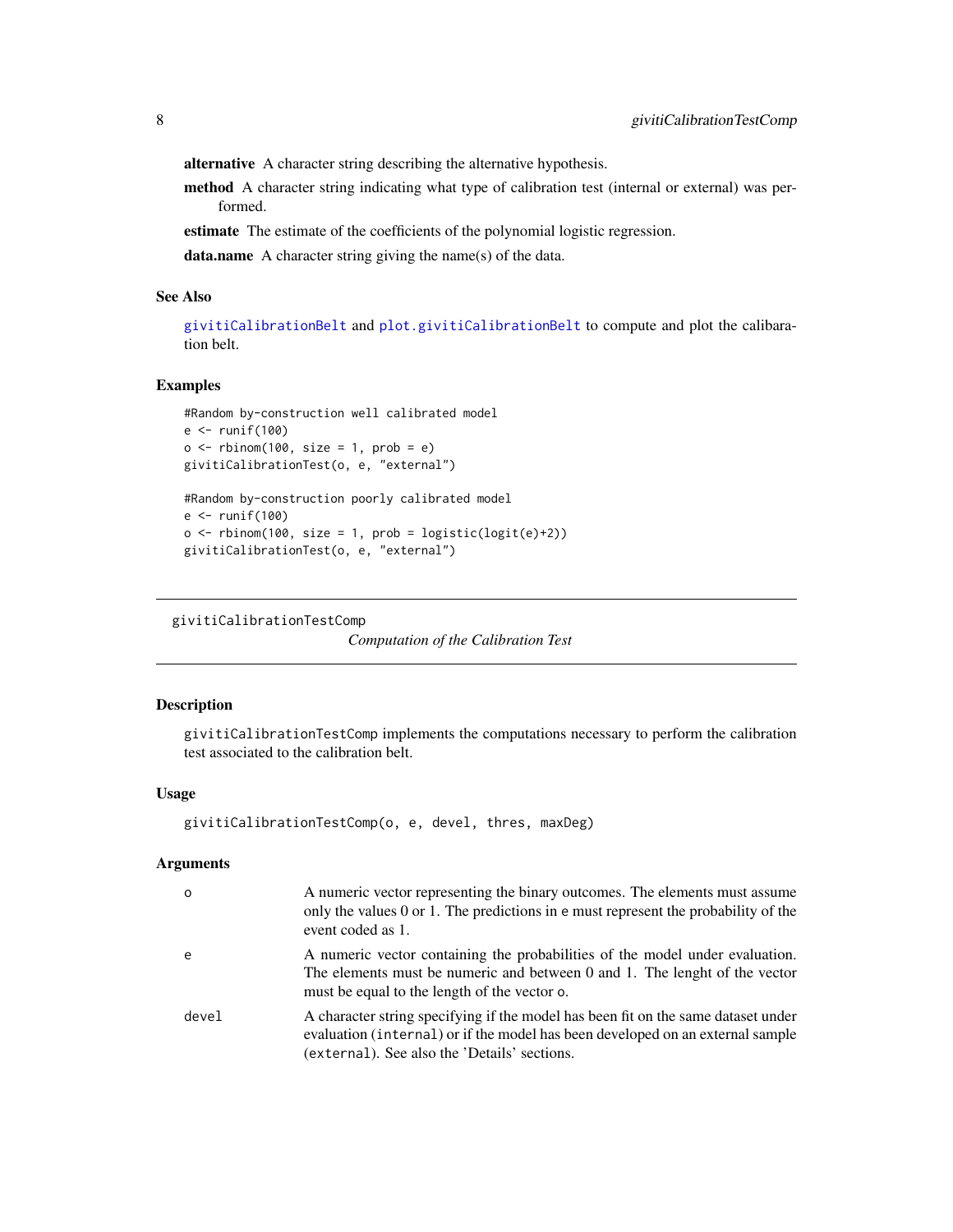**alternative** A character string describing the alternative hypothesis.

**method** A character string indicating what type of calibration test (internal or external) was performed.

**estimate** The estimate of the coefficients of the polynomial logistic regression.

**data.name** A character string giving the name(s) of the data.

### See Also

`givitiCalibrationBelt` and `plot.givitiCalibrationBelt` to compute and plot the calibaration belt.

### Examples

```
#Random by-construction well calibrated model
e <- runif(100)
o <- rbinom(100, size = 1, prob = e)
givitiCalibrationTest(o, e, "external")

#Random by-construction poorly calibrated model
e <- runif(100)
o <- rbinom(100, size = 1, prob = logistic(logit(e)+2))
givitiCalibrationTest(o, e, "external")
```

---

## givitiCalibrationTestComp — *Computation of the Calibration Test*

### Description

`givitiCalibrationTestComp` implements the computations necessary to perform the calibration test associated to the calibration belt.

### Usage

```
givitiCalibrationTestComp(o, e, devel, thres, maxDeg)
```

### Arguments

| | |
|---|---|
| `o` | A numeric vector representing the binary outcomes. The elements must assume only the values 0 or 1. The predictions in `e` must represent the probability of the event coded as 1. |
| `e` | A numeric vector containing the probabilities of the model under evaluation. The elements must be numeric and between 0 and 1. The lenght of the vector must be equal to the length of the vector `o`. |
| `devel` | A character string specifying if the model has been fit on the same dataset under evaluation (`internal`) or if the model has been developed on an external sample (`external`). See also the 'Details' sections. |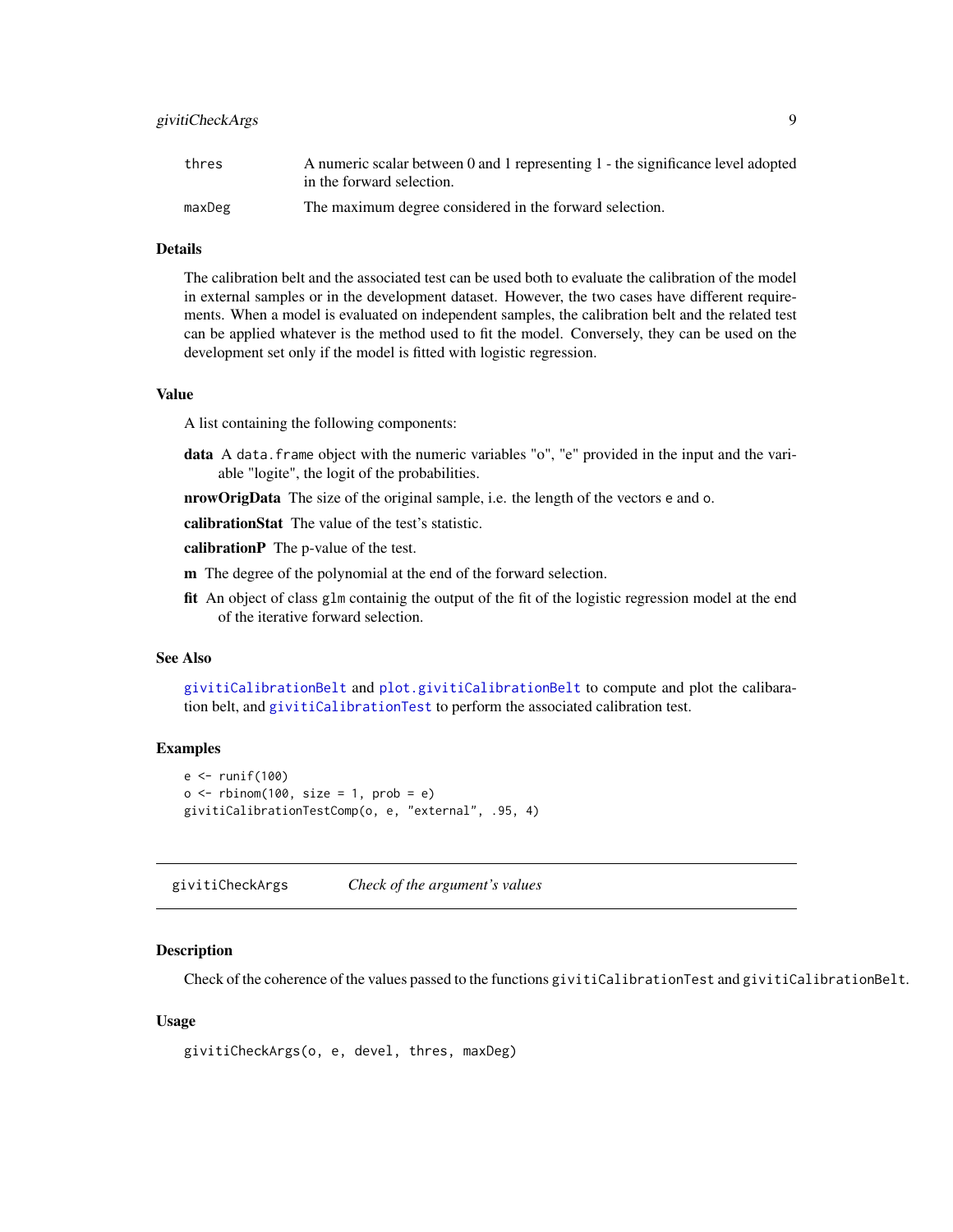| | |
|---|---|
| thres | A numeric scalar between 0 and 1 representing 1 - the significance level adopted in the forward selection. |
| maxDeg | The maximum degree considered in the forward selection. |

### Details

The calibration belt and the associated test can be used both to evaluate the calibration of the model in external samples or in the development dataset. However, the two cases have different requirements. When a model is evaluated on independent samples, the calibration belt and the related test can be applied whatever is the method used to fit the model. Conversely, they can be used on the development set only if the model is fitted with logistic regression.

### Value

A list containing the following components:

- **data** A `data.frame` object with the numeric variables "o", "e" provided in the input and the variable "logite", the logit of the probabilities.
- **nrowOrigData** The size of the original sample, i.e. the length of the vectors `e` and `o`.
- **calibrationStat** The value of the test's statistic.
- **calibrationP** The p-value of the test.
- **m** The degree of the polynomial at the end of the forward selection.
- **fit** An object of class `glm` containig the output of the fit of the logistic regression model at the end of the iterative forward selection.

### See Also

`givitiCalibrationBelt` and `plot.givitiCalibrationBelt` to compute and plot the calibaration belt, and `givitiCalibrationTest` to perform the associated calibration test.

### Examples

```
e <- runif(100)
o <- rbinom(100, size = 1, prob = e)
givitiCalibrationTestComp(o, e, "external", .95, 4)
```

---

## givitiCheckArgs — *Check of the argument's values*

### Description

Check of the coherence of the values passed to the functions `givitiCalibrationTest` and `givitiCalibrationBelt`.

### Usage

```
givitiCheckArgs(o, e, devel, thres, maxDeg)
```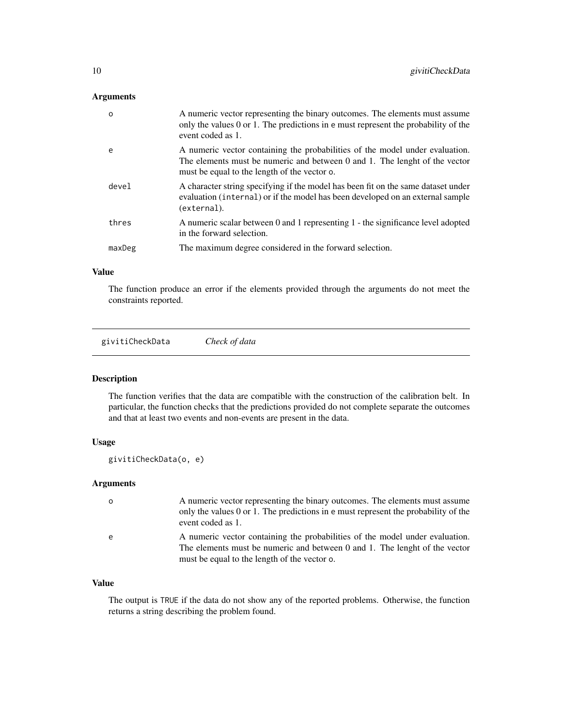### Arguments

| | |
|---|---|
| `o` | A numeric vector representing the binary outcomes. The elements must assume only the values 0 or 1. The predictions in `e` must represent the probability of the event coded as 1. |
| `e` | A numeric vector containing the probabilities of the model under evaluation. The elements must be numeric and between 0 and 1. The lenght of the vector must be equal to the length of the vector `o`. |
| `devel` | A character string specifying if the model has been fit on the same dataset under evaluation (`internal`) or if the model has been developed on an external sample (`external`). |
| `thres` | A numeric scalar between 0 and 1 representing 1 - the significance level adopted in the forward selection. |
| `maxDeg` | The maximum degree considered in the forward selection. |

### Value

The function produce an error if the elements provided through the arguments do not meet the constraints reported.

---

## `givitiCheckData` *Check of data*

---

### Description

The function verifies that the data are compatible with the construction of the calibration belt. In particular, the function checks that the predictions provided do not complete separate the outcomes and that at least two events and non-events are present in the data.

### Usage

```
givitiCheckData(o, e)
```

### Arguments

| | |
|---|---|
| `o` | A numeric vector representing the binary outcomes. The elements must assume only the values 0 or 1. The predictions in `e` must represent the probability of the event coded as 1. |
| `e` | A numeric vector containing the probabilities of the model under evaluation. The elements must be numeric and between 0 and 1. The lenght of the vector must be equal to the length of the vector `o`. |

### Value

The output is `TRUE` if the data do not show any of the reported problems. Otherwise, the function returns a string describing the problem found.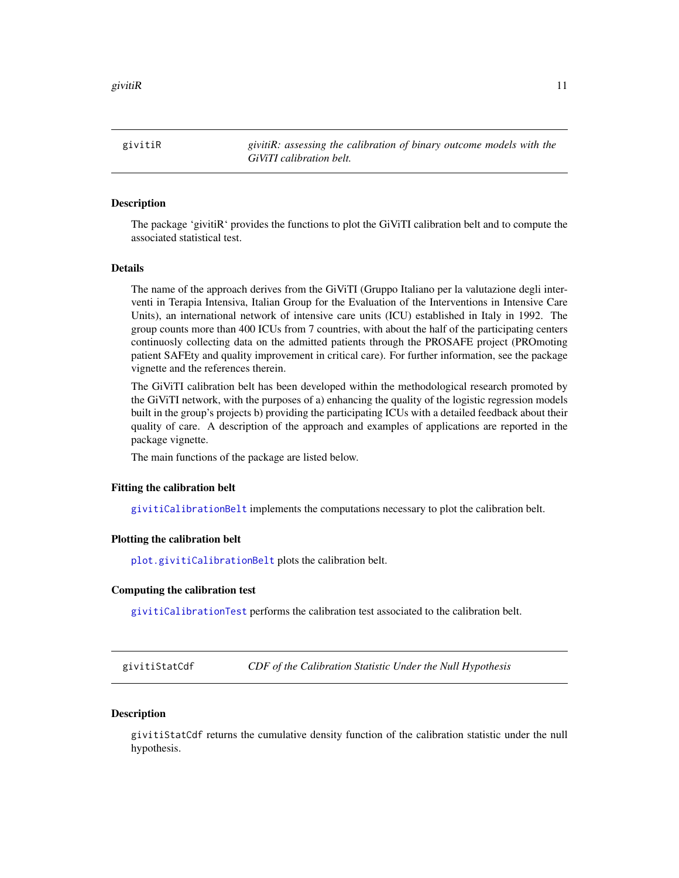## givitiR — *givitiR: assessing the calibration of binary outcome models with the GiViTI calibration belt.*

### Description

The package ‘givitiR‘ provides the functions to plot the GiViTI calibration belt and to compute the associated statistical test.

### Details

The name of the approach derives from the GiViTI (Gruppo Italiano per la valutazione degli interventi in Terapia Intensiva, Italian Group for the Evaluation of the Interventions in Intensive Care Units), an international network of intensive care units (ICU) established in Italy in 1992. The group counts more than 400 ICUs from 7 countries, with about the half of the participating centers continuosly collecting data on the admitted patients through the PROSAFE project (PROmoting patient SAFEty and quality improvement in critical care). For further information, see the package vignette and the references therein.

The GiViTI calibration belt has been developed within the methodological research promoted by the GiViTI network, with the purposes of a) enhancing the quality of the logistic regression models built in the group's projects b) providing the participating ICUs with a detailed feedback about their quality of care. A description of the approach and examples of applications are reported in the package vignette.

The main functions of the package are listed below.

### Fitting the calibration belt

`givitiCalibrationBelt` implements the computations necessary to plot the calibration belt.

### Plotting the calibration belt

`plot.givitiCalibrationBelt` plots the calibration belt.

### Computing the calibration test

`givitiCalibrationTest` performs the calibration test associated to the calibration belt.

## givitiStatCdf — *CDF of the Calibration Statistic Under the Null Hypothesis*

### Description

`givitiStatCdf` returns the cumulative density function of the calibration statistic under the null hypothesis.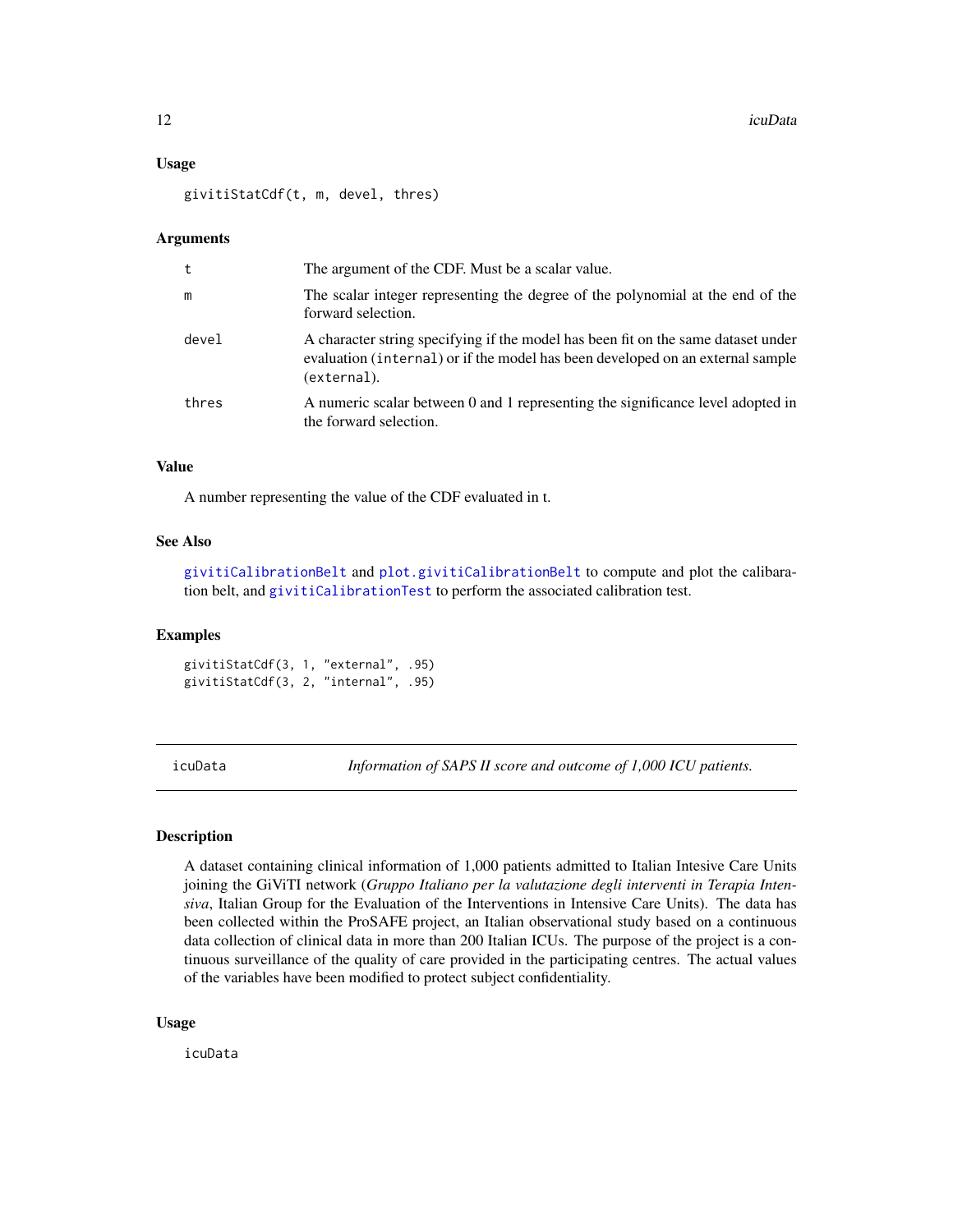### Usage

```
givitiStatCdf(t, m, devel, thres)
```

### Arguments

| | |
|---|---|
| t | The argument of the CDF. Must be a scalar value. |
| m | The scalar integer representing the degree of the polynomial at the end of the forward selection. |
| devel | A character string specifying if the model has been fit on the same dataset under evaluation (`internal`) or if the model has been developed on an external sample (`external`). |
| thres | A numeric scalar between 0 and 1 representing the significance level adopted in the forward selection. |

### Value

A number representing the value of the CDF evaluated in t.

### See Also

`givitiCalibrationBelt` and `plot.givitiCalibrationBelt` to compute and plot the calibaration belt, and `givitiCalibrationTest` to perform the associated calibration test.

### Examples

```
givitiStatCdf(3, 1, "external", .95)
givitiStatCdf(3, 2, "internal", .95)
```

---

## icuData — *Information of SAPS II score and outcome of 1,000 ICU patients.*

### Description

A dataset containing clinical information of 1,000 patients admitted to Italian Intesive Care Units joining the GiViTI network (*Gruppo Italiano per la valutazione degli interventi in Terapia Intensiva*, Italian Group for the Evaluation of the Interventions in Intensive Care Units). The data has been collected within the ProSAFE project, an Italian observational study based on a continuous data collection of clinical data in more than 200 Italian ICUs. The purpose of the project is a continuous surveillance of the quality of care provided in the participating centres. The actual values of the variables have been modified to protect subject confidentiality.

### Usage

```
icuData
```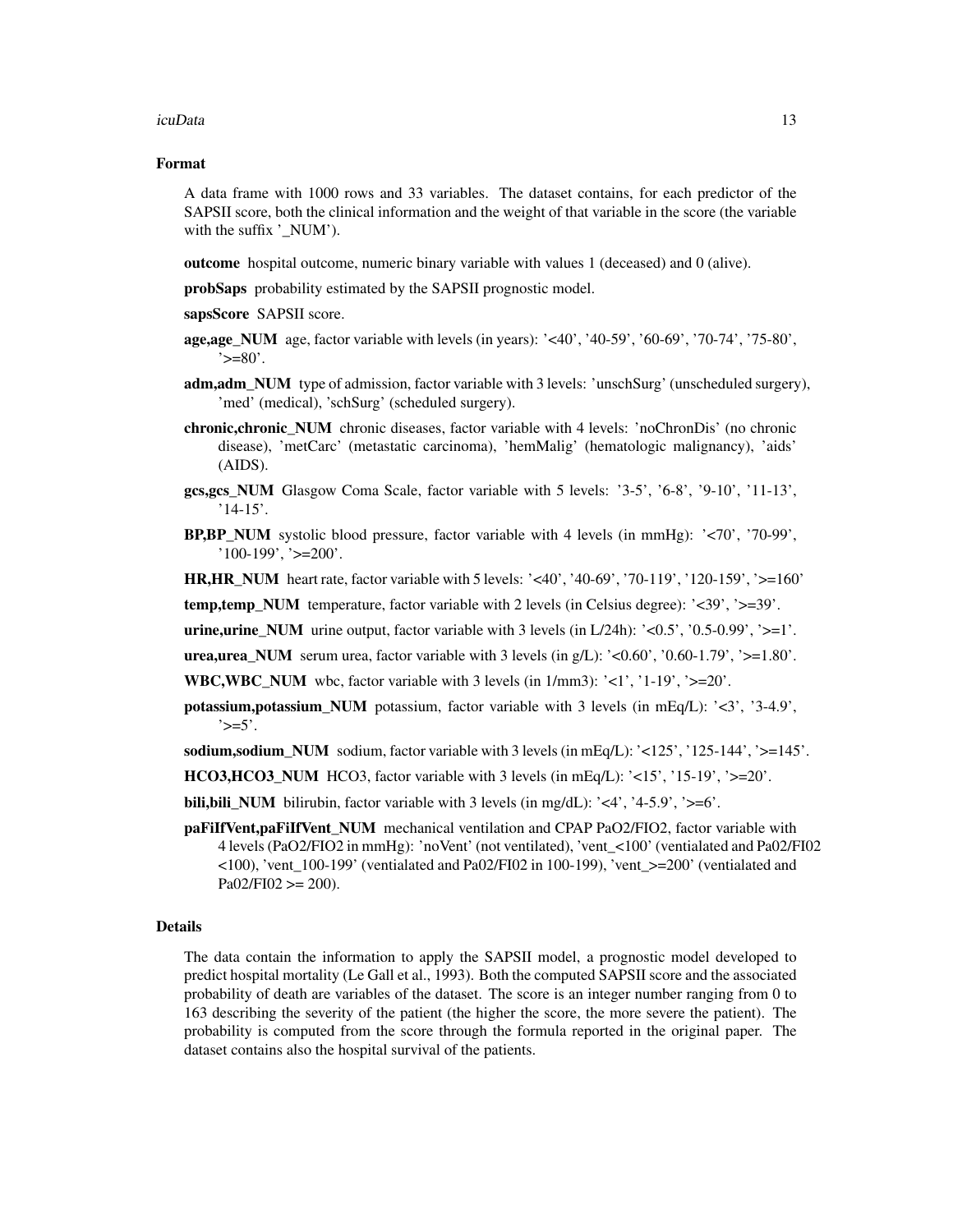## Format

A data frame with 1000 rows and 33 variables. The dataset contains, for each predictor of the SAPSII score, both the clinical information and the weight of that variable in the score (the variable with the suffix '_NUM').

**outcome** hospital outcome, numeric binary variable with values 1 (deceased) and 0 (alive).

**probSaps** probability estimated by the SAPSII prognostic model.

**sapsScore** SAPSII score.

**age,age_NUM** age, factor variable with levels (in years): '<40', '40-59', '60-69', '70-74', '75-80', '>=80'.

**adm,adm_NUM** type of admission, factor variable with 3 levels: 'unschSurg' (unscheduled surgery), 'med' (medical), 'schSurg' (scheduled surgery).

**chronic,chronic_NUM** chronic diseases, factor variable with 4 levels: 'noChronDis' (no chronic disease), 'metCarc' (metastatic carcinoma), 'hemMalig' (hematologic malignancy), 'aids' (AIDS).

**gcs,gcs_NUM** Glasgow Coma Scale, factor variable with 5 levels: '3-5', '6-8', '9-10', '11-13', '14-15'.

**BP,BP_NUM** systolic blood pressure, factor variable with 4 levels (in mmHg): '<70', '70-99', '100-199', '>=200'.

**HR,HR_NUM** heart rate, factor variable with 5 levels: '<40', '40-69', '70-119', '120-159', '>=160'

**temp,temp_NUM** temperature, factor variable with 2 levels (in Celsius degree): '<39', '>=39'.

**urine,urine_NUM** urine output, factor variable with 3 levels (in L/24h): '<0.5', '0.5-0.99', '>=1'.

**urea,urea_NUM** serum urea, factor variable with 3 levels (in g/L): '<0.60', '0.60-1.79', '>=1.80'.

**WBC,WBC_NUM** wbc, factor variable with 3 levels (in 1/mm3): '<1', '1-19', '>=20'.

**potassium,potassium_NUM** potassium, factor variable with 3 levels (in mEq/L): '<3', '3-4.9', '>=5'.

**sodium,sodium_NUM** sodium, factor variable with 3 levels (in mEq/L): '<125', '125-144', '>=145'.

**HCO3,HCO3_NUM** HCO3, factor variable with 3 levels (in mEq/L): '<15', '15-19', '>=20'.

**bili,bili_NUM** bilirubin, factor variable with 3 levels (in mg/dL): '<4', '4-5.9', '>=6'.

**paFiIfVent,paFiIfVent_NUM** mechanical ventilation and CPAP PaO2/FIO2, factor variable with 4 levels (PaO2/FIO2 in mmHg): 'noVent' (not ventilated), 'vent_<100' (ventialated and Pa02/FI02 <100), 'vent_100-199' (ventialated and Pa02/FI02 in 100-199), 'vent_>=200' (ventialated and Pa02/FI02 >= 200).

## Details

The data contain the information to apply the SAPSII model, a prognostic model developed to predict hospital mortality (Le Gall et al., 1993). Both the computed SAPSII score and the associated probability of death are variables of the dataset. The score is an integer number ranging from 0 to 163 describing the severity of the patient (the higher the score, the more severe the patient). The probability is computed from the score through the formula reported in the original paper. The dataset contains also the hospital survival of the patients.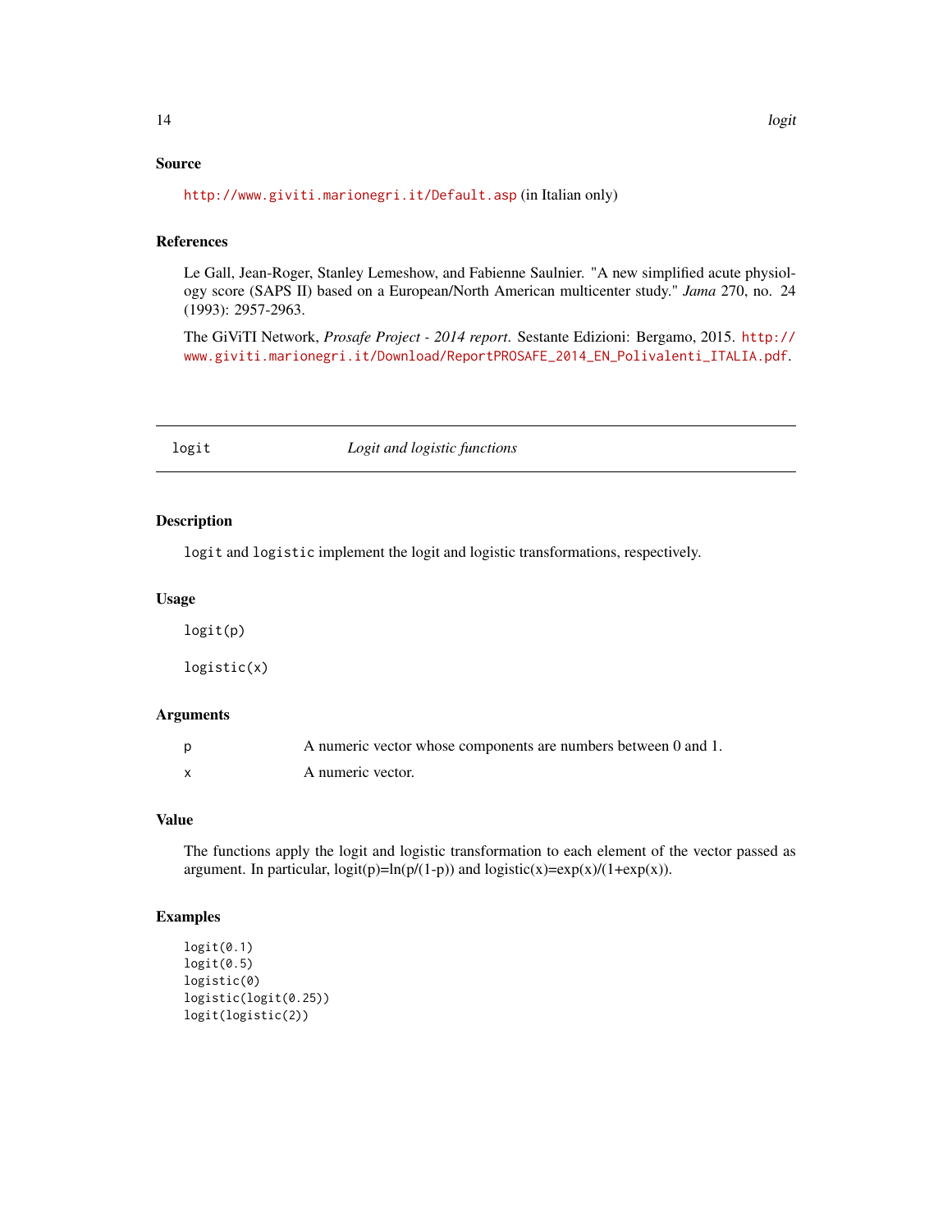### Source

http://www.giviti.marionegri.it/Default.asp (in Italian only)

### References

Le Gall, Jean-Roger, Stanley Lemeshow, and Fabienne Saulnier. "A new simplified acute physiology score (SAPS II) based on a European/North American multicenter study." *Jama* 270, no. 24 (1993): 2957-2963.

The GiViTI Network, *Prosafe Project - 2014 report*. Sestante Edizioni: Bergamo, 2015. http://www.giviti.marionegri.it/Download/ReportPROSAFE_2014_EN_Polivalenti_ITALIA.pdf.

---

## logit — *Logit and logistic functions*

### Description

`logit` and `logistic` implement the logit and logistic transformations, respectively.

### Usage

```
logit(p)

logistic(x)
```

### Arguments

| | |
|---|---|
| p | A numeric vector whose components are numbers between 0 and 1. |
| x | A numeric vector. |

### Value

The functions apply the logit and logistic transformation to each element of the vector passed as argument. In particular, logit(p)=ln(p/(1-p)) and logistic(x)=exp(x)/(1+exp(x)).

### Examples

```
logit(0.1)
logit(0.5)
logistic(0)
logistic(logit(0.25))
logit(logistic(2))
```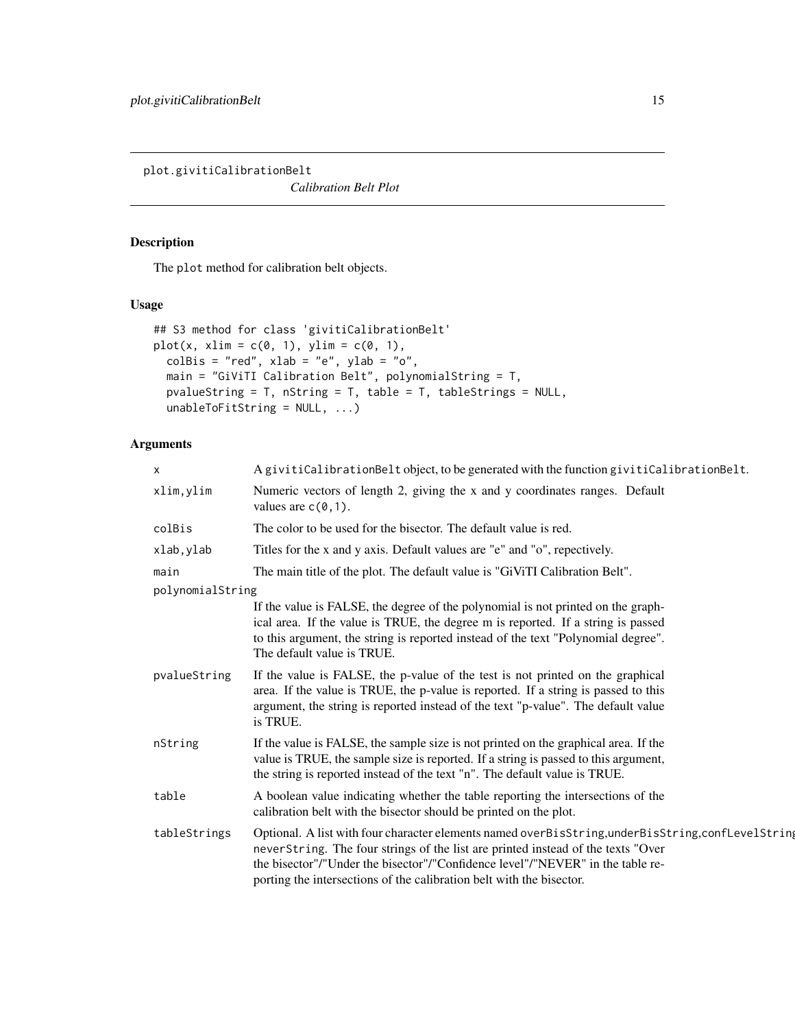# plot.givitiCalibrationBelt

*Calibration Belt Plot*

## Description

The `plot` method for calibration belt objects.

## Usage

```
## S3 method for class 'givitiCalibrationBelt'
plot(x, xlim = c(0, 1), ylim = c(0, 1),
  colBis = "red", xlab = "e", ylab = "o",
  main = "GiViTI Calibration Belt", polynomialString = T,
  pvalueString = T, nString = T, table = T, tableStrings = NULL,
  unableToFitString = NULL, ...)
```

## Arguments

| | |
|---|---|
| `x` | A `givitiCalibrationBelt` object, to be generated with the function `givitiCalibrationBelt`. |
| `xlim,ylim` | Numeric vectors of length 2, giving the x and y coordinates ranges. Default values are `c(0,1)`. |
| `colBis` | The color to be used for the bisector. The default value is red. |
| `xlab,ylab` | Titles for the x and y axis. Default values are "e" and "o", repectively. |
| `main` | The main title of the plot. The default value is "GiViTI Calibration Belt". |
| `polynomialString` | If the value is FALSE, the degree of the polynomial is not printed on the graphical area. If the value is TRUE, the degree m is reported. If a string is passed to this argument, the string is reported instead of the text "Polynomial degree". The default value is TRUE. |
| `pvalueString` | If the value is FALSE, the p-value of the test is not printed on the graphical area. If the value is TRUE, the p-value is reported. If a string is passed to this argument, the string is reported instead of the text "p-value". The default value is TRUE. |
| `nString` | If the value is FALSE, the sample size is not printed on the graphical area. If the value is TRUE, the sample size is reported. If a string is passed to this argument, the string is reported instead of the text "n". The default value is TRUE. |
| `table` | A boolean value indicating whether the table reporting the intersections of the calibration belt with the bisector should be printed on the plot. |
| `tableStrings` | Optional. A list with four character elements named `overBisString`,`underBisString`,`confLevelString`, `neverString`. The four strings of the list are printed instead of the texts "Over the bisector"/"Under the bisector"/"Confidence level"/"NEVER" in the table reporting the intersections of the calibration belt with the bisector. |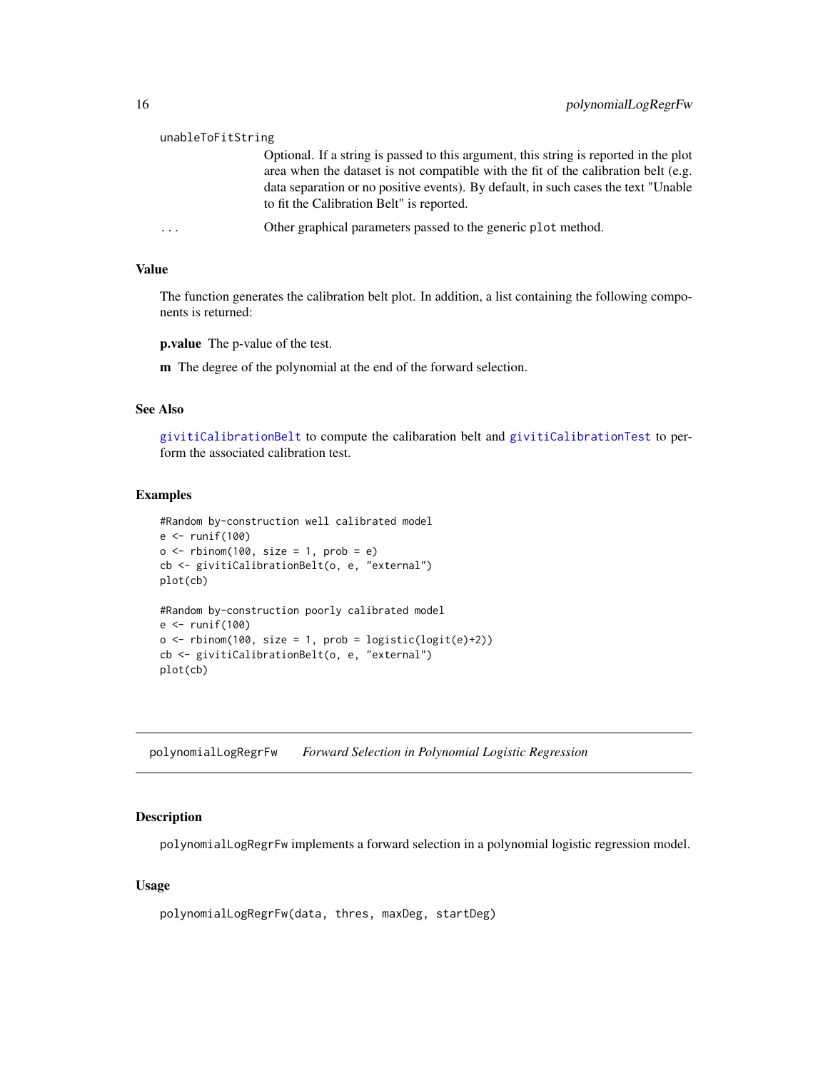unableToFitString
: Optional. If a string is passed to this argument, this string is reported in the plot area when the dataset is not compatible with the fit of the calibration belt (e.g. data separation or no positive events). By default, in such cases the text "Unable to fit the Calibration Belt" is reported.

...
: Other graphical parameters passed to the generic `plot` method.

### Value

The function generates the calibration belt plot. In addition, a list containing the following components is returned:

**p.value** The p-value of the test.

**m** The degree of the polynomial at the end of the forward selection.

### See Also

givitiCalibrationBelt to compute the calibaration belt and givitiCalibrationTest to perform the associated calibration test.

### Examples

```
#Random by-construction well calibrated model
e <- runif(100)
o <- rbinom(100, size = 1, prob = e)
cb <- givitiCalibrationBelt(o, e, "external")
plot(cb)

#Random by-construction poorly calibrated model
e <- runif(100)
o <- rbinom(100, size = 1, prob = logistic(logit(e)+2))
cb <- givitiCalibrationBelt(o, e, "external")
plot(cb)
```

---

## polynomialLogRegrFw *Forward Selection in Polynomial Logistic Regression*

### Description

`polynomialLogRegrFw` implements a forward selection in a polynomial logistic regression model.

### Usage

```
polynomialLogRegrFw(data, thres, maxDeg, startDeg)
```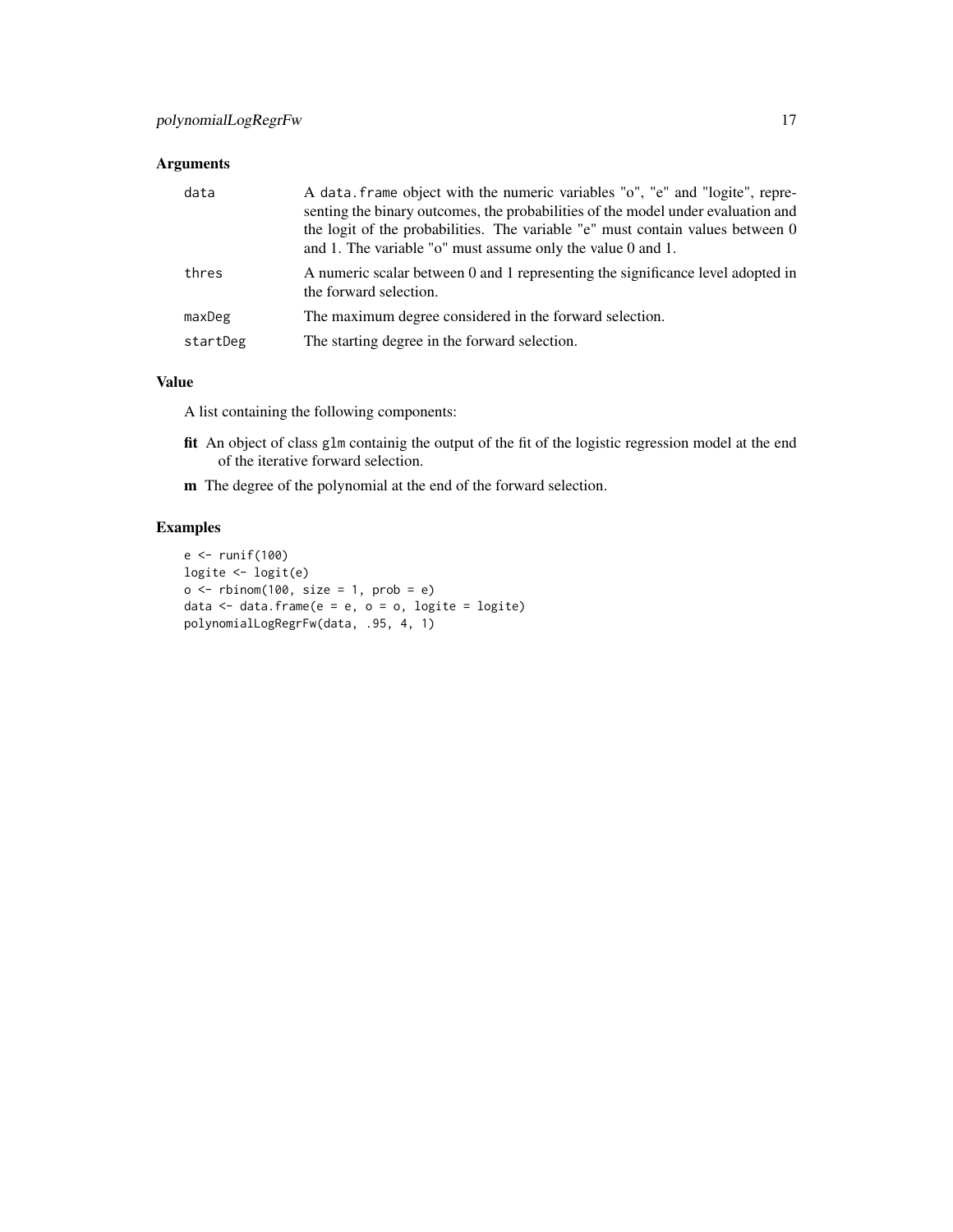## Arguments

| | |
|---|---|
| `data` | A `data.frame` object with the numeric variables "o", "e" and "logite", representing the binary outcomes, the probabilities of the model under evaluation and the logit of the probabilities. The variable "e" must contain values between 0 and 1. The variable "o" must assume only the value 0 and 1. |
| `thres` | A numeric scalar between 0 and 1 representing the significance level adopted in the forward selection. |
| `maxDeg` | The maximum degree considered in the forward selection. |
| `startDeg` | The starting degree in the forward selection. |

## Value

A list containing the following components:

**fit** An object of class `glm` containig the output of the fit of the logistic regression model at the end of the iterative forward selection.

**m** The degree of the polynomial at the end of the forward selection.

## Examples

```
e <- runif(100)
logite <- logit(e)
o <- rbinom(100, size = 1, prob = e)
data <- data.frame(e = e, o = o, logite = logite)
polynomialLogRegrFw(data, .95, 4, 1)
```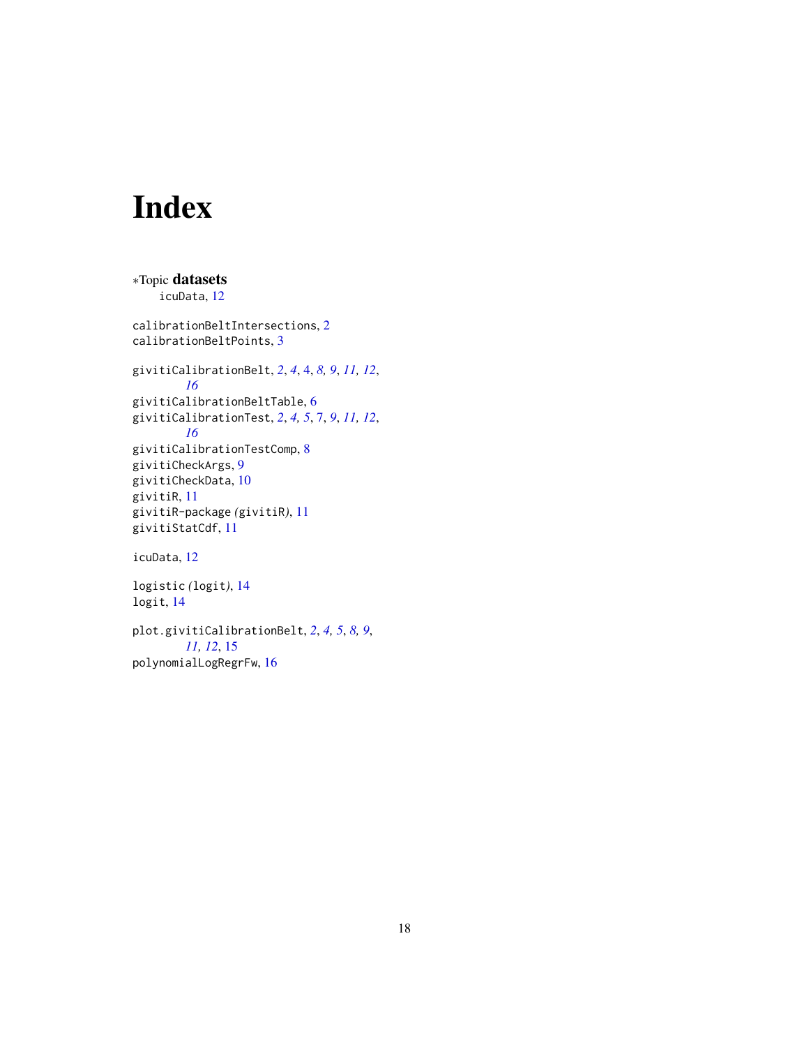# Index

*Topic **datasets**
    icuData, 12

calibrationBeltIntersections, 2
calibrationBeltPoints, 3

givitiCalibrationBelt, *2*, *4*, 4, *8, 9*, *11, 12*, *16*
givitiCalibrationBeltTable, 6
givitiCalibrationTest, *2*, *4, 5*, 7, *9*, *11, 12*, *16*
givitiCalibrationTestComp, 8
givitiCheckArgs, 9
givitiCheckData, 10
givitiR, 11
givitiR-package *(*givitiR*)*, 11
givitiStatCdf, 11

icuData, 12

logistic *(*logit*)*, 14
logit, 14

plot.givitiCalibrationBelt, *2*, *4, 5*, *8, 9*, *11, 12*, 15
polynomialLogRegrFw, 16